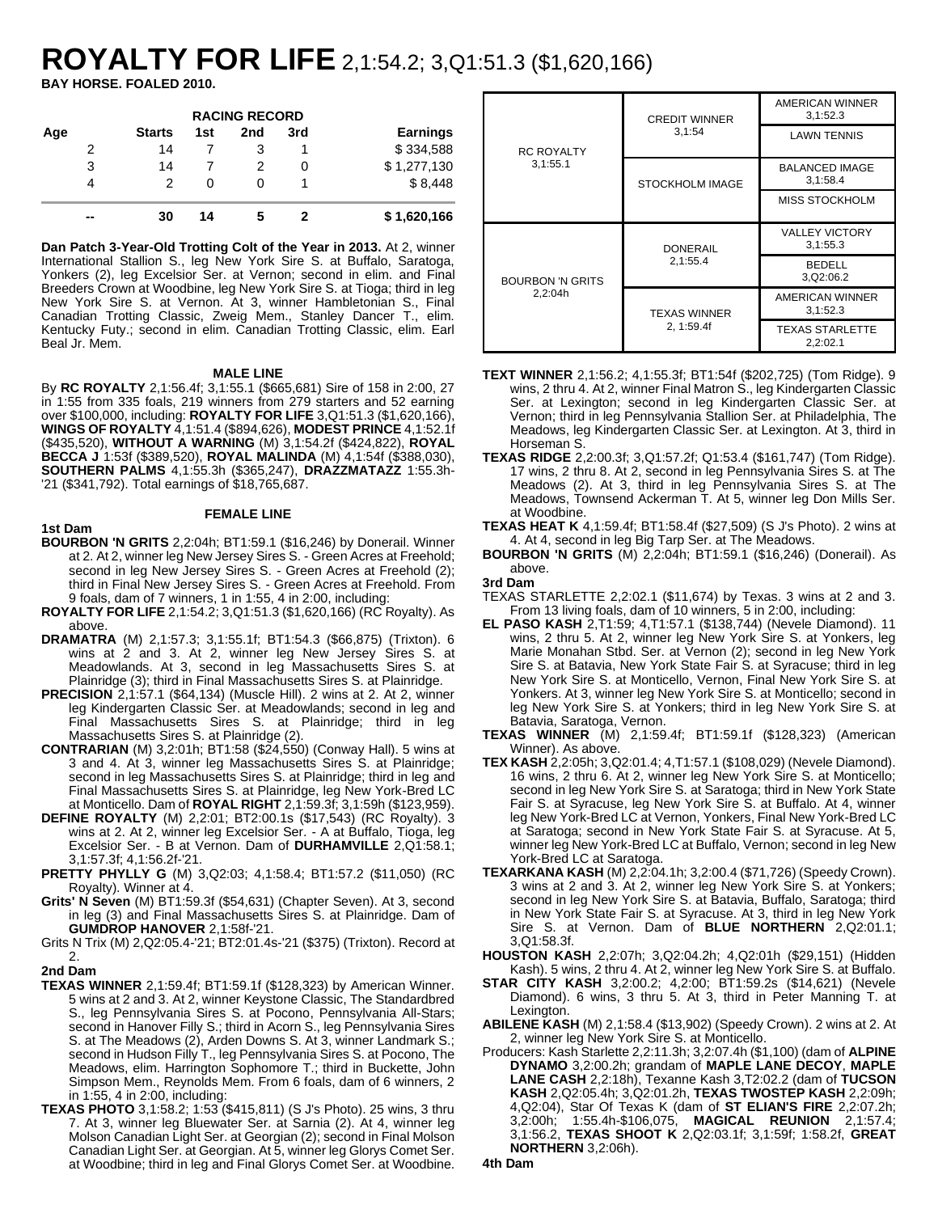# ROYALTY FOR LIFE 2,1:54.2; 3,Q1:51.3 ($1,620,166)

**BAY HORSE. FOALED 2010.**

**RACING RECORD**

| Age | Starts | 1st | 2nd | 3rd | Earnings |
|---|---|---|---|---|---|
| 2 | 14 | 7 | 3 | 1 | $ 334,588 |
| 3 | 14 | 7 | 2 | 0 | $ 1,277,130 |
| 4 | 2 | 0 | 0 | 1 | $ 8,448 |
| -- | 30 | 14 | 5 | 2 | $ 1,620,166 |

**Dan Patch 3-Year-Old Trotting Colt of the Year in 2013.** At 2, winner International Stallion S., leg New York Sire S. at Buffalo, Saratoga, Yonkers (2), leg Excelsior Ser. at Vernon; second in elim. and Final Breeders Crown at Woodbine, leg New York Sire S. at Tioga; third in leg New York Sire S. at Vernon. At 3, winner Hambletonian S., Final Canadian Trotting Classic, Zweig Mem., Stanley Dancer T., elim. Kentucky Futy.; second in elim. Canadian Trotting Classic, elim. Earl Beal Jr. Mem.

| | | |
|---|---|---|
| RC ROYALTY 3,1:55.1 | CREDIT WINNER 3,1:54 | AMERICAN WINNER 3,1:52.3 |
| | | LAWN TENNIS |
| | STOCKHOLM IMAGE | BALANCED IMAGE 3,1:58.4 |
| | | MISS STOCKHOLM |
| BOURBON 'N GRITS 2,2:04h | DONERAIL 2,1:55.4 | VALLEY VICTORY 3,1:55.3 |
| | | BEDELL 3,Q2:06.2 |
| | TEXAS WINNER 2, 1:59.4f | AMERICAN WINNER 3,1:52.3 |
| | | TEXAS STARLETTE 2,2:02.1 |

**MALE LINE**

By **RC ROYALTY** 2,1:56.4f; 3,1:55.1 ($665,681) Sire of 158 in 2:00, 27 in 1:55 from 335 foals, 219 winners from 279 starters and 52 earning over $100,000, including: **ROYALTY FOR LIFE** 3,Q1:51.3 ($1,620,166), **WINGS OF ROYALTY** 4,1:51.4 ($894,626), **MODEST PRINCE** 4,1:52.1f ($435,520), **WITHOUT A WARNING** (M) 3,1:54.2f ($424,822), **ROYAL BECCA J** 1:53f ($389,520), **ROYAL MALINDA** (M) 4,1:54f ($388,030), **SOUTHERN PALMS** 4,1:55.3h ($365,247), **DRAZZMATAZZ** 1:55.3h-'21 ($341,792). Total earnings of $18,765,687.

**FEMALE LINE**

**1st Dam**

**BOURBON 'N GRITS** 2,2:04h; BT1:59.1 ($16,246) by Donerail. Winner at 2. At 2, winner leg New Jersey Sires S. - Green Acres at Freehold; second in leg New Jersey Sires S. - Green Acres at Freehold (2); third in Final New Jersey Sires S. - Green Acres at Freehold. From 9 foals, dam of 7 winners, 1 in 1:55, 4 in 2:00, including:

**ROYALTY FOR LIFE** 2,1:54.2; 3,Q1:51.3 ($1,620,166) (RC Royalty). As above.

**DRAMATRA** (M) 2,1:57.3; 3,1:55.1f; BT1:54.3 ($66,875) (Trixton). 6 wins at 2 and 3. At 2, winner leg New Jersey Sires S. at Meadowlands. At 3, second in leg Massachusetts Sires S. at Plainridge (3); third in Final Massachusetts Sires S. at Plainridge.

**PRECISION** 2,1:57.1 ($64,134) (Muscle Hill). 2 wins at 2. At 2, winner leg Kindergarten Classic Ser. at Meadowlands; second in leg and Final Massachusetts Sires S. at Plainridge; third in leg Massachusetts Sires S. at Plainridge (2).

**CONTRARIAN** (M) 3,2:01h; BT1:58 ($24,550) (Conway Hall). 5 wins at 3 and 4. At 3, winner leg Massachusetts Sires S. at Plainridge; second in leg Massachusetts Sires S. at Plainridge; third in leg and Final Massachusetts Sires S. at Plainridge, leg New York-Bred LC at Monticello. Dam of **ROYAL RIGHT** 2,1:59.3f; 3,1:59h ($123,959).

**DEFINE ROYALTY** (M) 2,2:01; BT2:00.1s ($17,543) (RC Royalty). 3 wins at 2. At 2, winner leg Excelsior Ser. - A at Buffalo, Tioga, leg Excelsior Ser. - B at Vernon. Dam of **DURHAMVILLE** 2,Q1:58.1; 3,1:57.3f; 4,1:56.2f-'21.

**PRETTY PHYLLY G** (M) 3,Q2:03; 4,1:58.4; BT1:57.2 ($11,050) (RC Royalty). Winner at 4.

**Grits' N Seven** (M) BT1:59.3f ($54,631) (Chapter Seven). At 3, second in leg (3) and Final Massachusetts Sires S. at Plainridge. Dam of **GUMDROP HANOVER** 2,1:58f-'21.

Grits N Trix (M) 2,Q2:05.4-'21; BT2:01.4s-'21 ($375) (Trixton). Record at 2.

**2nd Dam**

**TEXAS WINNER** 2,1:59.4f; BT1:59.1f ($128,323) by American Winner. 5 wins at 2 and 3. At 2, winner Keystone Classic, The Standardbred S., leg Pennsylvania Sires S. at Pocono, Pennsylvania All-Stars; second in Hanover Filly S.; third in Acorn S., leg Pennsylvania Sires S. at The Meadows (2), Arden Downs S. At 3, winner Landmark S.; second in Hudson Filly T., leg Pennsylvania Sires S. at Pocono, The Meadows, elim. Harrington Sophomore T.; third in Buckette, John Simpson Mem., Reynolds Mem. From 6 foals, dam of 6 winners, 2 in 1:55, 4 in 2:00, including:

**TEXAS PHOTO** 3,1:58.2; 1:53 ($415,811) (S J's Photo). 25 wins, 3 thru 7. At 3, winner leg Bluewater Ser. at Sarnia (2). At 4, winner leg Molson Canadian Light Ser. at Georgian (2); second in Final Molson Canadian Light Ser. at Georgian. At 5, winner leg Glorys Comet Ser. at Woodbine; third in leg and Final Glorys Comet Ser. at Woodbine.

**TEXT WINNER** 2,1:56.2; 4,1:55.3f; BT1:54f ($202,725) (Tom Ridge). 9 wins, 2 thru 4. At 2, winner Final Matron S., leg Kindergarten Classic Ser. at Lexington; second in leg Kindergarten Classic Ser. at Vernon; third in leg Pennsylvania Stallion Ser. at Philadelphia, The Meadows, leg Kindergarten Classic Ser. at Lexington. At 3, third in Horseman S.

**TEXAS RIDGE** 2,2:00.3f; 3,Q1:57.2f; Q1:53.4 ($161,747) (Tom Ridge). 17 wins, 2 thru 8. At 2, second in leg Pennsylvania Sires S. at The Meadows (2). At 3, third in leg Pennsylvania Sires S. at The Meadows, Townsend Ackerman T. At 5, winner leg Don Mills Ser. at Woodbine.

**TEXAS HEAT K** 4,1:59.4f; BT1:58.4f ($27,509) (S J's Photo). 2 wins at 4. At 4, second in leg Big Tarp Ser. at The Meadows.

**BOURBON 'N GRITS** (M) 2,2:04h; BT1:59.1 ($16,246) (Donerail). As above.

**3rd Dam**

TEXAS STARLETTE 2,2:02.1 ($11,674) by Texas. 3 wins at 2 and 3. From 13 living foals, dam of 10 winners, 5 in 2:00, including:

**EL PASO KASH** 2,T1:59; 4,T1:57.1 ($138,744) (Nevele Diamond). 11 wins, 2 thru 5. At 2, winner leg New York Sire S. at Yonkers, leg Marie Monahan Stbd. Ser. at Vernon (2); second in leg New York Sire S. at Batavia, New York State Fair S. at Syracuse; third in leg New York Sire S. at Monticello, Vernon, Final New York Sire S. at Yonkers. At 3, winner leg New York Sire S. at Monticello; second in leg New York Sire S. at Yonkers; third in leg New York Sire S. at Batavia, Saratoga, Vernon.

**TEXAS WINNER** (M) 2,1:59.4f; BT1:59.1f ($128,323) (American Winner). As above.

**TEX KASH** 2,2:05h; 3,Q2:01.4; 4,T1:57.1 ($108,029) (Nevele Diamond). 16 wins, 2 thru 6. At 2, winner leg New York Sire S. at Monticello; second in leg New York Sire S. at Saratoga; third in New York State Fair S. at Syracuse, leg New York Sire S. at Buffalo. At 4, winner leg New York-Bred LC at Vernon, Yonkers, Final New York-Bred LC at Saratoga; second in New York State Fair S. at Syracuse. At 5, winner leg New York-Bred LC at Buffalo, Vernon; second in leg New York-Bred LC at Saratoga.

**TEXARKANA KASH** (M) 2,2:04.1h; 3,2:00.4 ($71,726) (Speedy Crown). 3 wins at 2 and 3. At 2, winner leg New York Sire S. at Yonkers; second in leg New York Sire S. at Batavia, Buffalo, Saratoga; third in New York State Fair S. at Syracuse. At 3, third in leg New York Sire S. at Vernon. Dam of **BLUE NORTHERN** 2,Q2:01.1; 3,Q1:58.3f.

**HOUSTON KASH** 2,2:07h; 3,Q2:04.2h; 4,Q2:01h ($29,151) (Hidden Kash). 5 wins, 2 thru 4. At 2, winner leg New York Sire S. at Buffalo.

**STAR CITY KASH** 3,2:00.2; 4,2:00; BT1:59.2s ($14,621) (Nevele Diamond). 6 wins, 3 thru 5. At 3, third in Peter Manning T. at Lexington.

**ABILENE KASH** (M) 2,1:58.4 ($13,902) (Speedy Crown). 2 wins at 2. At 2, winner leg New York Sire S. at Monticello.

Producers: Kash Starlette 2,2:11.3h; 3,2:07.4h ($1,100) (dam of **ALPINE DYNAMO** 3,2:00.2h; grandam of **MAPLE LANE DECOY**, **MAPLE LANE CASH** 2,2:18h), Texanne Kash 3,T2:02.2 (dam of **TUCSON KASH** 2,Q2:05.4h; 3,Q2:01.2h, **TEXAS TWOSTEP KASH** 2,2:09h; 4,Q2:04), Star Of Texas K (dam of **ST ELIAN'S FIRE** 2,2:07.2h; 3,2:00h; 1:55.4h-$106,075, **MAGICAL REUNION** 2,1:57.4; 3,1:56.2, **TEXAS SHOOT K** 2,Q2:03.1f; 3,1:59f; 1:58.2f, **GREAT NORTHERN** 3,2:06h).

**4th Dam**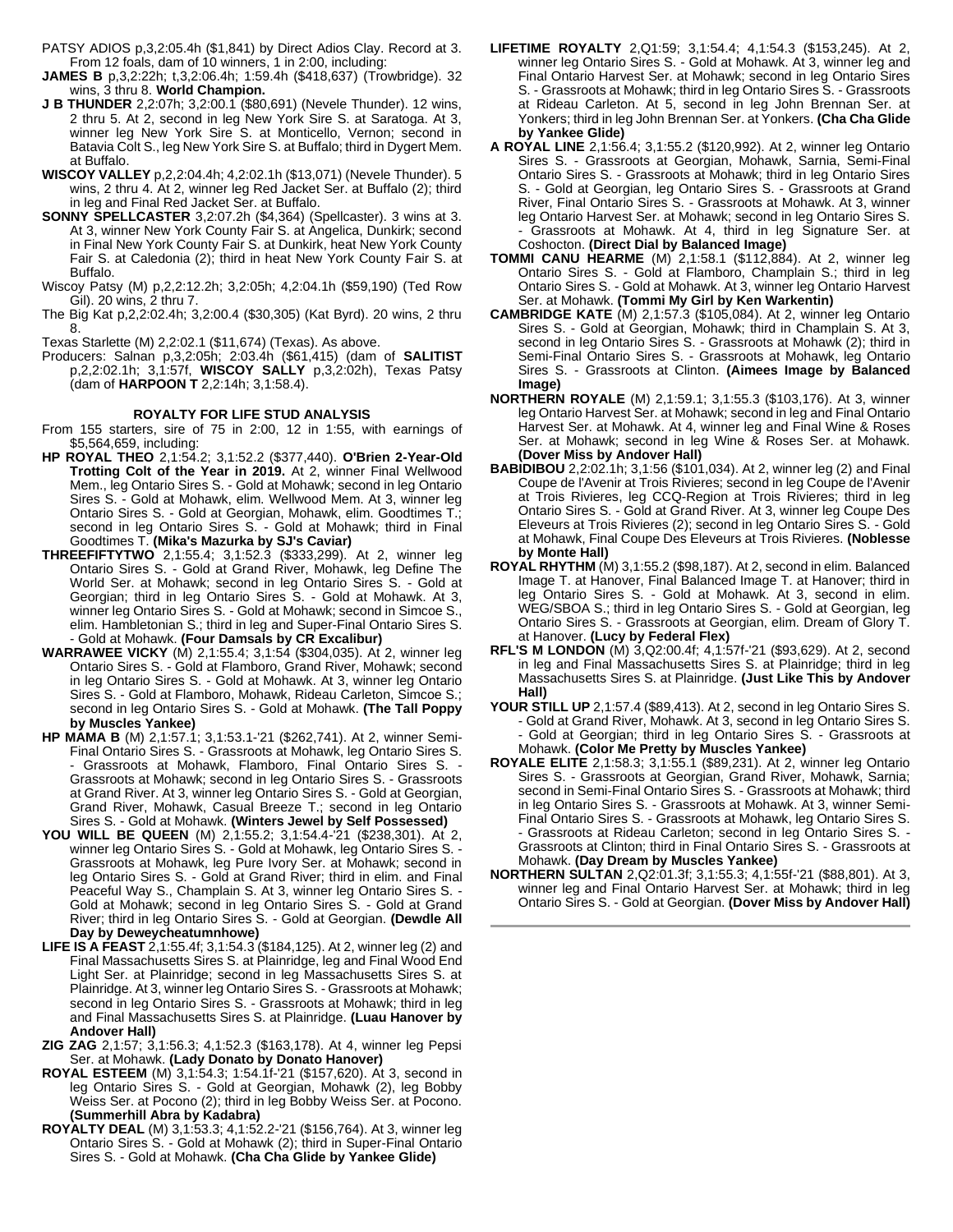PATSY ADIOS p,3,2:05.4h ($1,841) by Direct Adios Clay. Record at 3. From 12 foals, dam of 10 winners, 1 in 2:00, including:

**JAMES B** p,3,2:22h; t,3,2:06.4h; 1:59.4h ($418,637) (Trowbridge). 32 wins, 3 thru 8. **World Champion.**

**J B THUNDER** 2,2:07h; 3,2:00.1 ($80,691) (Nevele Thunder). 12 wins, 2 thru 5. At 2, second in leg New York Sire S. at Saratoga. At 3, winner leg New York Sire S. at Monticello, Vernon; second in Batavia Colt S., leg New York Sire S. at Buffalo; third in Dygert Mem. at Buffalo.

**WISCOY VALLEY** p,2,2:04.4h; 4,2:02.1h ($13,071) (Nevele Thunder). 5 wins, 2 thru 4. At 2, winner leg Red Jacket Ser. at Buffalo (2); third in leg and Final Red Jacket Ser. at Buffalo.

**SONNY SPELLCASTER** 3,2:07.2h ($4,364) (Spellcaster). 3 wins at 3. At 3, winner New York County Fair S. at Angelica, Dunkirk; second in Final New York County Fair S. at Dunkirk, heat New York County Fair S. at Caledonia (2); third in heat New York County Fair S. at Buffalo.

Wiscoy Patsy (M) p,2,2:12.2h; 3,2:05h; 4,2:04.1h ($59,190) (Ted Row Gil). 20 wins, 2 thru 7.

The Big Kat p,2,2:02.4h; 3,2:00.4 ($30,305) (Kat Byrd). 20 wins, 2 thru 8.

Texas Starlette (M) 2,2:02.1 ($11,674) (Texas). As above.

Producers: Salnan p,3,2:05h; 2:03.4h ($61,415) (dam of **SALITIST** p,2,2:02.1h; 3,1:57f, **WISCOY SALLY** p,3,2:02h), Texas Patsy (dam of **HARPOON T** 2,2:14h; 3,1:58.4).

### ROYALTY FOR LIFE STUD ANALYSIS

From 155 starters, sire of 75 in 2:00, 12 in 1:55, with earnings of $5,564,659, including:

**HP ROYAL THEO** 2,1:54.2; 3,1:52.2 ($377,440). **O'Brien 2-Year-Old Trotting Colt of the Year in 2019.** At 2, winner Final Wellwood Mem., leg Ontario Sires S. - Gold at Mohawk; second in leg Ontario Sires S. - Gold at Mohawk, elim. Wellwood Mem. At 3, winner leg Ontario Sires S. - Gold at Georgian, Mohawk, elim. Goodtimes T.; second in leg Ontario Sires S. - Gold at Mohawk; third in Final Goodtimes T. **(Mika's Mazurka by SJ's Caviar)**

**THREEFIFTYTWO** 2,1:55.4; 3,1:52.3 ($333,299). At 2, winner leg Ontario Sires S. - Gold at Grand River, Mohawk, leg Define The World Ser. at Mohawk; second in leg Ontario Sires S. - Gold at Georgian; third in leg Ontario Sires S. - Gold at Mohawk. At 3, winner leg Ontario Sires S. - Gold at Mohawk; second in Simcoe S., elim. Hambletonian S.; third in leg and Super-Final Ontario Sires S. - Gold at Mohawk. **(Four Damsals by CR Excalibur)**

**WARRAWEE VICKY** (M) 2,1:55.4; 3,1:54 ($304,035). At 2, winner leg Ontario Sires S. - Gold at Flamboro, Grand River, Mohawk; second in leg Ontario Sires S. - Gold at Mohawk. At 3, winner leg Ontario Sires S. - Gold at Flamboro, Mohawk, Rideau Carleton, Simcoe S.; second in leg Ontario Sires S. - Gold at Mohawk. **(The Tall Poppy by Muscles Yankee)**

**HP MAMA B** (M) 2,1:57.1; 3,1:53.1-'21 ($262,741). At 2, winner Semi-Final Ontario Sires S. - Grassroots at Mohawk, leg Ontario Sires S. - Grassroots at Mohawk, Flamboro, Final Ontario Sires S. - Grassroots at Mohawk; second in leg Ontario Sires S. - Grassroots at Grand River. At 3, winner leg Ontario Sires S. - Gold at Georgian, Grand River, Mohawk, Casual Breeze T.; second in leg Ontario Sires S. - Gold at Mohawk. **(Winters Jewel by Self Possessed)**

**YOU WILL BE QUEEN** (M) 2,1:55.2; 3,1:54.4-'21 ($238,301). At 2, winner leg Ontario Sires S. - Gold at Mohawk, leg Ontario Sires S. - Grassroots at Mohawk, leg Pure Ivory Ser. at Mohawk; second in leg Ontario Sires S. - Gold at Grand River; third in elim. and Final Peaceful Way S., Champlain S. At 3, winner leg Ontario Sires S. - Gold at Mohawk; second in leg Ontario Sires S. - Gold at Grand River; third in leg Ontario Sires S. - Gold at Georgian. **(Dewdle All Day by Deweycheatumnhowe)**

**LIFE IS A FEAST** 2,1:55.4f; 3,1:54.3 ($184,125). At 2, winner leg (2) and Final Massachusetts Sires S. at Plainridge, leg and Final Wood End Light Ser. at Plainridge; second in leg Massachusetts Sires S. at Plainridge. At 3, winner leg Ontario Sires S. - Grassroots at Mohawk; second in leg Ontario Sires S. - Grassroots at Mohawk; third in leg and Final Massachusetts Sires S. at Plainridge. **(Luau Hanover by Andover Hall)**

**ZIG ZAG** 2,1:57; 3,1:56.3; 4,1:52.3 ($163,178). At 4, winner leg Pepsi Ser. at Mohawk. **(Lady Donato by Donato Hanover)**

**ROYAL ESTEEM** (M) 3,1:54.3; 1:54.1f-'21 ($157,620). At 3, second in leg Ontario Sires S. - Gold at Georgian, Mohawk (2), leg Bobby Weiss Ser. at Pocono (2); third in leg Bobby Weiss Ser. at Pocono. **(Summerhill Abra by Kadabra)**

**ROYALTY DEAL** (M) 3,1:53.3; 4,1:52.2-'21 ($156,764). At 3, winner leg Ontario Sires S. - Gold at Mohawk (2); third in Super-Final Ontario Sires S. - Gold at Mohawk. **(Cha Cha Glide by Yankee Glide)**

**LIFETIME ROYALTY** 2,Q1:59; 3,1:54.4; 4,1:54.3 ($153,245). At 2, winner leg Ontario Sires S. - Gold at Mohawk. At 3, winner leg and Final Ontario Harvest Ser. at Mohawk; second in leg Ontario Sires S. - Grassroots at Mohawk; third in leg Ontario Sires S. - Grassroots at Rideau Carleton. At 5, second in leg John Brennan Ser. at Yonkers; third in leg John Brennan Ser. at Yonkers. **(Cha Cha Glide by Yankee Glide)**

**A ROYAL LINE** 2,1:56.4; 3,1:55.2 ($120,992). At 2, winner leg Ontario Sires S. - Grassroots at Georgian, Mohawk, Sarnia, Semi-Final Ontario Sires S. - Grassroots at Mohawk; third in leg Ontario Sires S. - Gold at Georgian, leg Ontario Sires S. - Grassroots at Grand River, Final Ontario Sires S. - Grassroots at Mohawk. At 3, winner leg Ontario Harvest Ser. at Mohawk; second in leg Ontario Sires S. - Grassroots at Mohawk. At 4, third in leg Signature Ser. at Coshocton. **(Direct Dial by Balanced Image)**

**TOMMI CANU HEARME** (M) 2,1:58.1 ($112,884). At 2, winner leg Ontario Sires S. - Gold at Flamboro, Champlain S.; third in leg Ontario Sires S. - Gold at Mohawk. At 3, winner leg Ontario Harvest Ser. at Mohawk. **(Tommi My Girl by Ken Warkentin)**

**CAMBRIDGE KATE** (M) 2,1:57.3 ($105,084). At 2, winner leg Ontario Sires S. - Gold at Georgian, Mohawk; third in Champlain S. At 3, second in leg Ontario Sires S. - Grassroots at Mohawk (2); third in Semi-Final Ontario Sires S. - Grassroots at Mohawk, leg Ontario Sires S. - Grassroots at Clinton. **(Aimees Image by Balanced Image)**

**NORTHERN ROYALE** (M) 2,1:59.1; 3,1:55.3 ($103,176). At 3, winner leg Ontario Harvest Ser. at Mohawk; second in leg and Final Ontario Harvest Ser. at Mohawk. At 4, winner leg and Final Wine & Roses Ser. at Mohawk; second in leg Wine & Roses Ser. at Mohawk. **(Dover Miss by Andover Hall)**

**BABIDIBOU** 2,2:02.1h; 3,1:56 ($101,034). At 2, winner leg (2) and Final Coupe de l'Avenir at Trois Rivieres; second in leg Coupe de l'Avenir at Trois Rivieres, leg CCQ-Region at Trois Rivieres; third in leg Ontario Sires S. - Gold at Grand River. At 3, winner leg Coupe Des Eleveurs at Trois Rivieres (2); second in leg Ontario Sires S. - Gold at Mohawk, Final Coupe Des Eleveurs at Trois Rivieres. **(Noblesse by Monte Hall)**

**ROYAL RHYTHM** (M) 3,1:55.2 ($98,187). At 2, second in elim. Balanced Image T. at Hanover, Final Balanced Image T. at Hanover; third in leg Ontario Sires S. - Gold at Mohawk. At 3, second in elim. WEG/SBOA S.; third in leg Ontario Sires S. - Gold at Georgian, leg Ontario Sires S. - Grassroots at Georgian, elim. Dream of Glory T. at Hanover. **(Lucy by Federal Flex)**

**RFL'S M LONDON** (M) 3,Q2:00.4f; 4,1:57f-'21 ($93,629). At 2, second in leg and Final Massachusetts Sires S. at Plainridge; third in leg Massachusetts Sires S. at Plainridge. **(Just Like This by Andover Hall)**

**YOUR STILL UP** 2,1:57.4 ($89,413). At 2, second in leg Ontario Sires S. - Gold at Grand River, Mohawk. At 3, second in leg Ontario Sires S. - Gold at Georgian; third in leg Ontario Sires S. - Grassroots at Mohawk. **(Color Me Pretty by Muscles Yankee)**

**ROYALE ELITE** 2,1:58.3; 3,1:55.1 ($89,231). At 2, winner leg Ontario Sires S. - Grassroots at Georgian, Grand River, Mohawk, Sarnia; second in Semi-Final Ontario Sires S. - Grassroots at Mohawk; third in leg Ontario Sires S. - Grassroots at Mohawk. At 3, winner Semi-Final Ontario Sires S. - Grassroots at Mohawk, leg Ontario Sires S. - Grassroots at Rideau Carleton; second in leg Ontario Sires S. - Grassroots at Clinton; third in Final Ontario Sires S. - Grassroots at Mohawk. **(Day Dream by Muscles Yankee)**

**NORTHERN SULTAN** 2,Q2:01.3f; 3,1:55.3; 4,1:55f-'21 ($88,801). At 3, winner leg and Final Ontario Harvest Ser. at Mohawk; third in leg Ontario Sires S. - Gold at Georgian. **(Dover Miss by Andover Hall)**